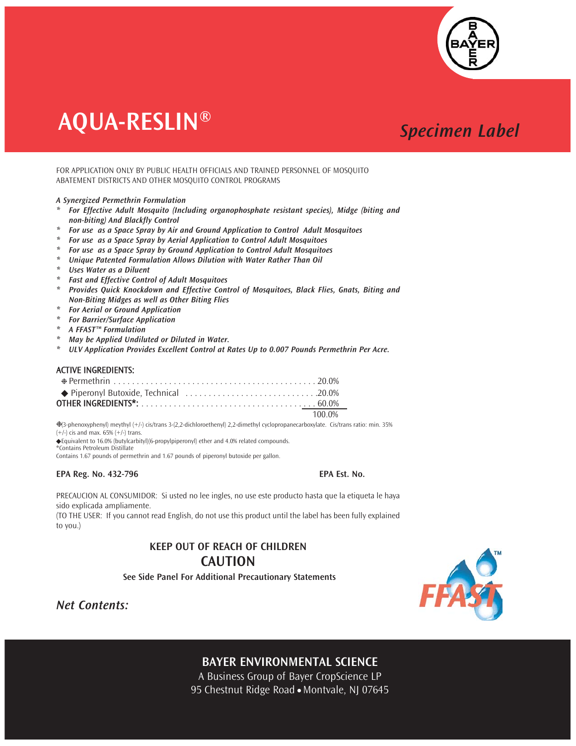# AQUA-RESLIN®

*Specimen Label*

FOR APPLICATION ONLY BY PUBLIC HEALTH OFFICIALS AND TRAINED PERSONNEL OF MOSQUITO ABATEMENT DISTRICTS AND OTHER MOSQUITO CONTROL PROGRAMS

***A Synergized Permethrin Formulation***

- ***For Effective Adult Mosquito (Including organophosphate resistant species), Midge (biting and non-biting) And Blackfly Control***
- ***For use as a Space Spray by Air and Ground Application to Control Adult Mosquitoes***
- ***For use as a Space Spray by Aerial Application to Control Adult Mosquitoes***
- ***For use as a Space Spray by Ground Application to Control Adult Mosquitoes***
- ***Unique Patented Formulation Allows Dilution with Water Rather Than Oil***
- ***Uses Water as a Diluent***
- ***Fast and Effective Control of Adult Mosquitoes***
- ***Provides Quick Knockdown and Effective Control of Mosquitoes, Black Flies, Gnats, Biting and Non-Biting Midges as well as Other Biting Flies***
- ***For Aerial or Ground Application***
- ***For Barrier/Surface Application***
- ***A FFAST™ Formulation***
- ***May be Applied Undiluted or Diluted in Water.***
- ***ULV Application Provides Excellent Control at Rates Up to 0.007 Pounds Permethrin Per Acre.***

**ACTIVE INGREDIENTS:**

| | |
|---|---|
| ❉ Permethrin | 20.0% |
| ◆ Piperonyl Butoxide, Technical | 20.0% |
| **OTHER INGREDIENTS*:** | 60.0% |
| | 100.0% |

❉(3-phenoxyphenyl) meythyl (+/-) cis/trans 3-(2,2-dichloroethenyl) 2,2-dimethyl cyclopropanecarboxylate. Cis/trans ratio: min. 35% (+/-) cis and max. 65% (+/-) trans.

◆Equivalent to 16.0% (butylcarbityl)(6-propylpiperonyl) ether and 4.0% related compounds.

*Contains Petroleum Distillate

Contains 1.67 pounds of permethrin and 1.67 pounds of piperonyl butoxide per gallon.

**EPA Reg. No. 432-796** **EPA Est. No.**

PRECAUCION AL CONSUMIDOR: Si usted no lee ingles, no use este producto hasta que la etiqueta le haya sido explicada ampliamente.

(TO THE USER: If you cannot read English, do not use this product until the label has been fully explained to you.)

**KEEP OUT OF REACH OF CHILDREN**

**CAUTION**

**See Side Panel For Additional Precautionary Statements**

***Net Contents:***

FFAST™

**BAYER ENVIRONMENTAL SCIENCE**

A Business Group of Bayer CropScience LP

95 Chestnut Ridge Road • Montvale, NJ 07645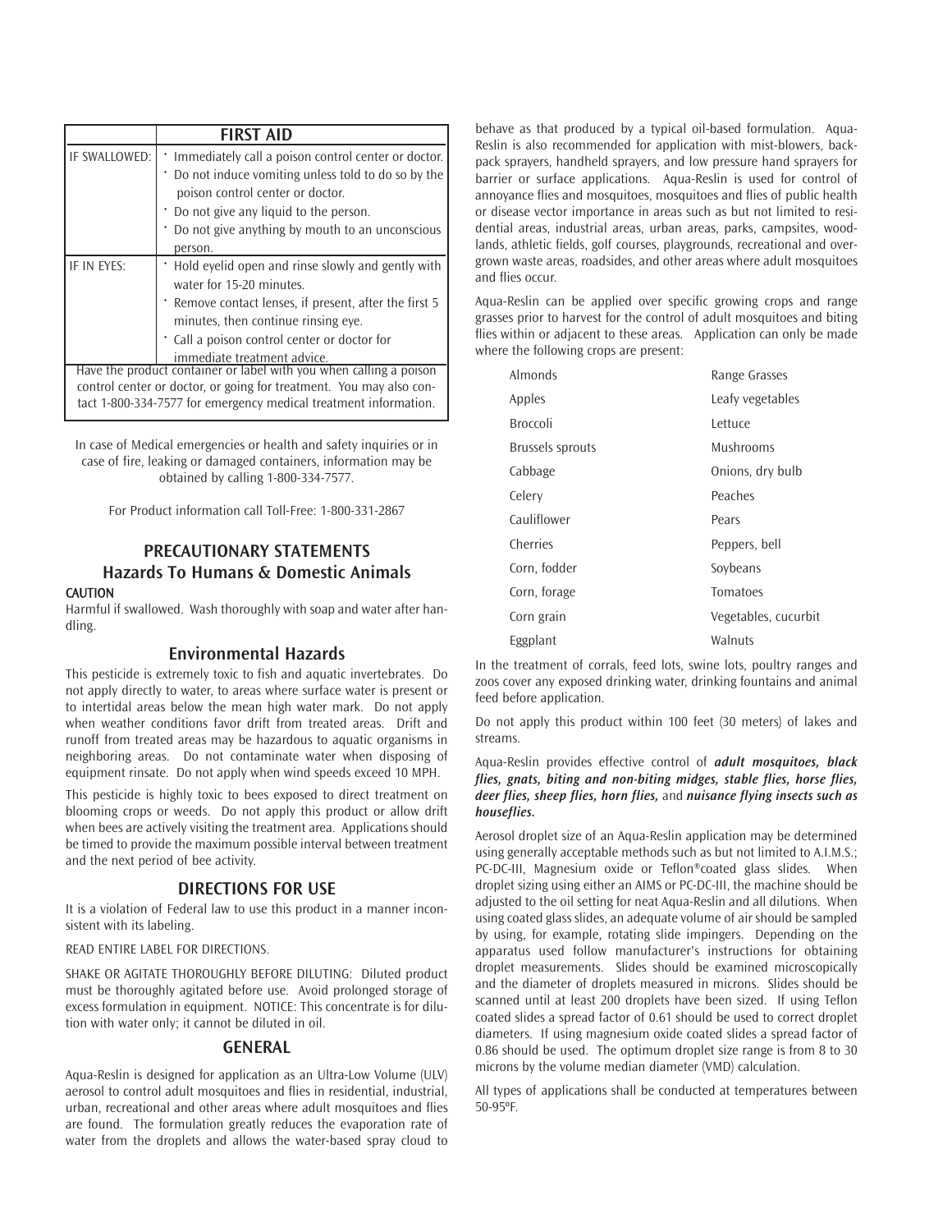| | FIRST AID |
|---|---|
| IF SWALLOWED: | • Immediately call a poison control center or doctor.<br>• Do not induce vomiting unless told to do so by the poison control center or doctor.<br>• Do not give any liquid to the person.<br>• Do not give anything by mouth to an unconscious person. |
| IF IN EYES: | • Hold eyelid open and rinse slowly and gently with water for 15-20 minutes.<br>• Remove contact lenses, if present, after the first 5 minutes, then continue rinsing eye.<br>• Call a poison control center or doctor for immediate treatment advice. |
| Have the product container or label with you when calling a poison control center or doctor, or going for treatment. You may also contact 1-800-334-7577 for emergency medical treatment information. | |

In case of Medical emergencies or health and safety inquiries or in case of fire, leaking or damaged containers, information may be obtained by calling 1-800-334-7577.

For Product information call Toll-Free: 1-800-331-2867

## PRECAUTIONARY STATEMENTS
## Hazards To Humans & Domestic Animals

**CAUTION**

Harmful if swallowed. Wash thoroughly with soap and water after handling.

### Environmental Hazards

This pesticide is extremely toxic to fish and aquatic invertebrates. Do not apply directly to water, to areas where surface water is present or to intertidal areas below the mean high water mark. Do not apply when weather conditions favor drift from treated areas. Drift and runoff from treated areas may be hazardous to aquatic organisms in neighboring areas. Do not contaminate water when disposing of equipment rinsate. Do not apply when wind speeds exceed 10 MPH.

This pesticide is highly toxic to bees exposed to direct treatment on blooming crops or weeds. Do not apply this product or allow drift when bees are actively visiting the treatment area. Applications should be timed to provide the maximum possible interval between treatment and the next period of bee activity.

## DIRECTIONS FOR USE

It is a violation of Federal law to use this product in a manner inconsistent with its labeling.

READ ENTIRE LABEL FOR DIRECTIONS.

SHAKE OR AGITATE THOROUGHLY BEFORE DILUTING: Diluted product must be thoroughly agitated before use. Avoid prolonged storage of excess formulation in equipment. NOTICE: This concentrate is for dilution with water only; it cannot be diluted in oil.

## GENERAL

Aqua-Reslin is designed for application as an Ultra-Low Volume (ULV) aerosol to control adult mosquitoes and flies in residential, industrial, urban, recreational and other areas where adult mosquitoes and flies are found. The formulation greatly reduces the evaporation rate of water from the droplets and allows the water-based spray cloud to behave as that produced by a typical oil-based formulation. Aqua-Reslin is also recommended for application with mist-blowers, backpack sprayers, handheld sprayers, and low pressure hand sprayers for barrier or surface applications. Aqua-Reslin is used for control of annoyance flies and mosquitoes, mosquitoes and flies of public health or disease vector importance in areas such as but not limited to residential areas, industrial areas, urban areas, parks, campsites, woodlands, athletic fields, golf courses, playgrounds, recreational and overgrown waste areas, roadsides, and other areas where adult mosquitoes and flies occur.

Aqua-Reslin can be applied over specific growing crops and range grasses prior to harvest for the control of adult mosquitoes and biting flies within or adjacent to these areas. Application can only be made where the following crops are present:

| | |
|---|---|
| Almonds | Range Grasses |
| Apples | Leafy vegetables |
| Broccoli | Lettuce |
| Brussels sprouts | Mushrooms |
| Cabbage | Onions, dry bulb |
| Celery | Peaches |
| Cauliflower | Pears |
| Cherries | Peppers, bell |
| Corn, fodder | Soybeans |
| Corn, forage | Tomatoes |
| Corn grain | Vegetables, cucurbit |
| Eggplant | Walnuts |

In the treatment of corrals, feed lots, swine lots, poultry ranges and zoos cover any exposed drinking water, drinking fountains and animal feed before application.

Do not apply this product within 100 feet (30 meters) of lakes and streams.

Aqua-Reslin provides effective control of ***adult mosquitoes, black flies, gnats, biting and non-biting midges, stable flies, horse flies, deer flies, sheep flies, horn flies,*** and ***nuisance flying insects such as houseflies.***

Aerosol droplet size of an Aqua-Reslin application may be determined using generally acceptable methods such as but not limited to A.I.M.S.; PC-DC-III, Magnesium oxide or Teflon®coated glass slides. When droplet sizing using either an AIMS or PC-DC-III, the machine should be adjusted to the oil setting for neat Aqua-Reslin and all dilutions. When using coated glass slides, an adequate volume of air should be sampled by using, for example, rotating slide impingers. Depending on the apparatus used follow manufacturer's instructions for obtaining droplet measurements. Slides should be examined microscopically and the diameter of droplets measured in microns. Slides should be scanned until at least 200 droplets have been sized. If using Teflon coated slides a spread factor of 0.61 should be used to correct droplet diameters. If using magnesium oxide coated slides a spread factor of 0.86 should be used. The optimum droplet size range is from 8 to 30 microns by the volume median diameter (VMD) calculation.

All types of applications shall be conducted at temperatures between 50-95°F.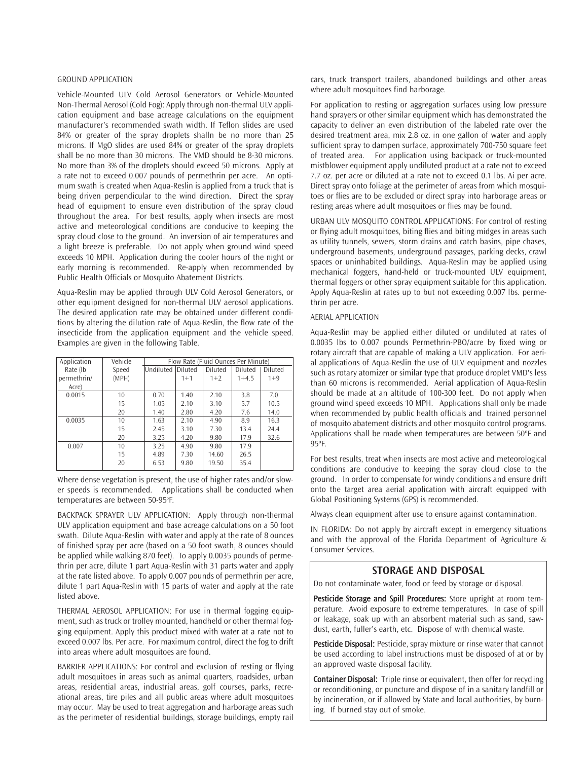GROUND APPLICATION

Vehicle-Mounted ULV Cold Aerosol Generators or Vehicle-Mounted Non-Thermal Aerosol (Cold Fog): Apply through non-thermal ULV application equipment and base acreage calculations on the equipment manufacturer's recommended swath width. If Teflon slides are used 84% or greater of the spray droplets shalln be no more than 25 microns. If MgO slides are used 84% or greater of the spray droplets shall be no more than 30 microns. The VMD should be 8-30 microns. No more than 3% of the droplets should exceed 50 microns. Apply at a rate not to exceed 0.007 pounds of permethrin per acre. An optimum swath is created when Aqua-Reslin is applied from a truck that is being driven perpendicular to the wind direction. Direct the spray head of equipment to ensure even distribution of the spray cloud throughout the area. For best results, apply when insects are most active and meteorological conditions are conducive to keeping the spray cloud close to the ground. An inversion of air temperatures and a light breeze is preferable. Do not apply when ground wind speed exceeds 10 MPH. Application during the cooler hours of the night or early morning is recommended. Re-apply when recommended by Public Health Officials or Mosquito Abatement Districts.

Aqua-Reslin may be applied through ULV Cold Aerosol Generators, or other equipment designed for non-thermal ULV aerosol applications. The desired application rate may be obtained under different conditions by altering the dilution rate of Aqua-Reslin, the flow rate of the insecticide from the application equipment and the vehicle speed. Examples are given in the following Table.

| Application Rate (lb permethrin/ Acre) | Vehicle Speed (MPH) | Flow Rate (Fluid Ounces Per Minute) | | | | |
|---|---|---|---|---|---|---|
| | | Undiluted | Diluted 1+1 | Diluted 1+2 | Diluted 1+4.5 | Diluted 1+9 |
| 0.0015 | 10 | 0.70 | 1.40 | 2.10 | 3.8 | 7.0 |
| | 15 | 1.05 | 2.10 | 3.10 | 5.7 | 10.5 |
| | 20 | 1.40 | 2.80 | 4.20 | 7.6 | 14.0 |
| 0.0035 | 10 | 1.63 | 2.10 | 4.90 | 8.9 | 16.3 |
| | 15 | 2.45 | 3.10 | 7.30 | 13.4 | 24.4 |
| | 20 | 3.25 | 4.20 | 9.80 | 17.9 | 32.6 |
| 0.007 | 10 | 3.25 | 4.90 | 9.80 | 17.9 | |
| | 15 | 4.89 | 7.30 | 14.60 | 26.5 | |
| | 20 | 6.53 | 9.80 | 19.50 | 35.4 | |

Where dense vegetation is present, the use of higher rates and/or slower speeds is recommended. Applications shall be conducted when temperatures are between 50-95°F.

BACKPACK SPRAYER ULV APPLICATION: Apply through non-thermal ULV application equipment and base acreage calculations on a 50 foot swath. Dilute Aqua-Reslin with water and apply at the rate of 8 ounces of finished spray per acre (based on a 50 foot swath, 8 ounces should be applied while walking 870 feet). To apply 0.0035 pounds of permethrin per acre, dilute 1 part Aqua-Reslin with 31 parts water and apply at the rate listed above. To apply 0.007 pounds of permethrin per acre, dilute 1 part Aqua-Reslin with 15 parts of water and apply at the rate listed above.

THERMAL AEROSOL APPLICATION: For use in thermal fogging equipment, such as truck or trolley mounted, handheld or other thermal fogging equipment. Apply this product mixed with water at a rate not to exceed 0.007 lbs. Per acre. For maximum control, direct the fog to drift into areas where adult mosquitoes are found.

BARRIER APPLICATIONS: For control and exclusion of resting or flying adult mosquitoes in areas such as animal quarters, roadsides, urban areas, residential areas, industrial areas, golf courses, parks, recreational areas, tire piles and all public areas where adult mosquitoes may occur. May be used to treat aggregation and harborage areas such as the perimeter of residential buildings, storage buildings, empty rail cars, truck transport trailers, abandoned buildings and other areas where adult mosquitoes find harborage.

For application to resting or aggregation surfaces using low pressure hand sprayers or other similar equipment which has demonstrated the capacity to deliver an even distribution of the labeled rate over the desired treatment area, mix 2.8 oz. in one gallon of water and apply sufficient spray to dampen surface, approximately 700-750 square feet of treated area. For application using backpack or truck-mounted mistblower equipment apply undiluted product at a rate not to exceed 7.7 oz. per acre or diluted at a rate not to exceed 0.1 lbs. Ai per acre. Direct spray onto foliage at the perimeter of areas from which mosquitoes or flies are to be excluded or direct spray into harborage areas or resting areas where adult mosquitoes or flies may be found.

URBAN ULV MOSQUITO CONTROL APPLICATIONS: For control of resting or flying adult mosquitoes, biting flies and biting midges in areas such as utility tunnels, sewers, storm drains and catch basins, pipe chases, underground basements, underground passages, parking decks, crawl spaces or uninhabited buildings. Aqua-Reslin may be applied using mechanical foggers, hand-held or truck-mounted ULV equipment, thermal foggers or other spray equipment suitable for this application. Apply Aqua-Reslin at rates up to but not exceeding 0.007 lbs. permethrin per acre.

AERIAL APPLICATION

Aqua-Reslin may be applied either diluted or undiluted at rates of 0.0035 lbs to 0.007 pounds Permethrin-PBO/acre by fixed wing or rotary aircraft that are capable of making a ULV application. For aerial applications of Aqua-Reslin the use of ULV equipment and nozzles such as rotary atomizer or similar type that produce droplet VMD's less than 60 microns is recommended. Aerial application of Aqua-Reslin should be made at an altitude of 100-300 feet. Do not apply when ground wind speed exceeds 10 MPH. Applications shall only be made when recommended by public health officials and trained personnel of mosquito abatement districts and other mosquito control programs. Applications shall be made when temperatures are between 50ºF and 95ºF.

For best results, treat when insects are most active and meteorological conditions are conducive to keeping the spray cloud close to the ground. In order to compensate for windy conditions and ensure drift onto the target area aerial application with aircraft equipped with Global Positioning Systems (GPS) is recommended.

Always clean equipment after use to ensure against contamination.

IN FLORIDA: Do not apply by aircraft except in emergency situations and with the approval of the Florida Department of Agriculture & Consumer Services.

## STORAGE AND DISPOSAL

Do not contaminate water, food or feed by storage or disposal.

**Pesticide Storage and Spill Procedures:** Store upright at room temperature. Avoid exposure to extreme temperatures. In case of spill or leakage, soak up with an absorbent material such as sand, sawdust, earth, fuller's earth, etc. Dispose of with chemical waste.

**Pesticide Disposal:** Pesticide, spray mixture or rinse water that cannot be used according to label instructions must be disposed of at or by an approved waste disposal facility.

**Container Disposal:** Triple rinse or equivalent, then offer for recycling or reconditioning, or puncture and dispose of in a sanitary landfill or by incineration, or if allowed by State and local authorities, by burning. If burned stay out of smoke.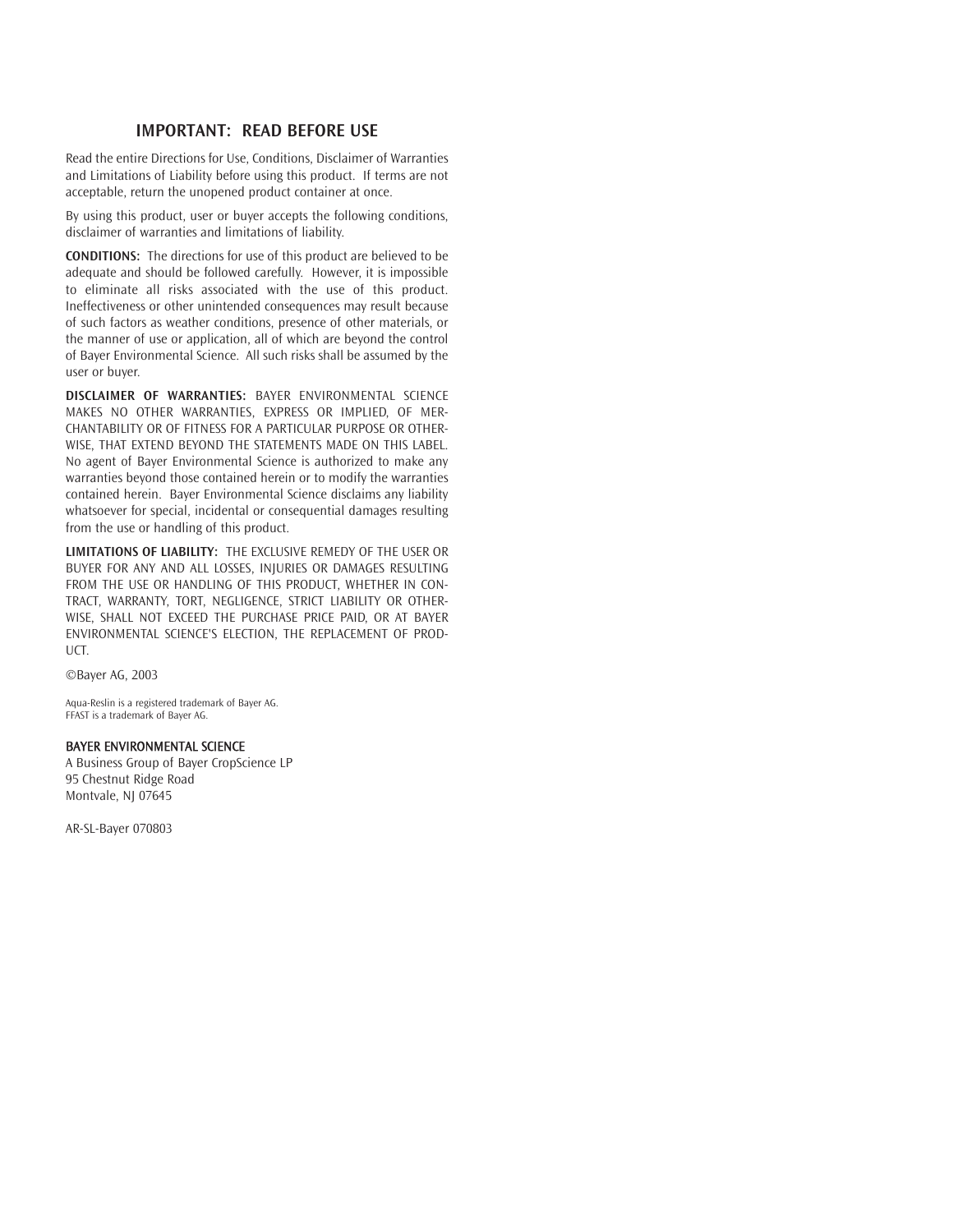## IMPORTANT: READ BEFORE USE

Read the entire Directions for Use, Conditions, Disclaimer of Warranties and Limitations of Liability before using this product. If terms are not acceptable, return the unopened product container at once.

By using this product, user or buyer accepts the following conditions, disclaimer of warranties and limitations of liability.

**CONDITIONS:** The directions for use of this product are believed to be adequate and should be followed carefully. However, it is impossible to eliminate all risks associated with the use of this product. Ineffectiveness or other unintended consequences may result because of such factors as weather conditions, presence of other materials, or the manner of use or application, all of which are beyond the control of Bayer Environmental Science. All such risks shall be assumed by the user or buyer.

**DISCLAIMER OF WARRANTIES:** BAYER ENVIRONMENTAL SCIENCE MAKES NO OTHER WARRANTIES, EXPRESS OR IMPLIED, OF MERCHANTABILITY OR OF FITNESS FOR A PARTICULAR PURPOSE OR OTHERWISE, THAT EXTEND BEYOND THE STATEMENTS MADE ON THIS LABEL. No agent of Bayer Environmental Science is authorized to make any warranties beyond those contained herein or to modify the warranties contained herein. Bayer Environmental Science disclaims any liability whatsoever for special, incidental or consequential damages resulting from the use or handling of this product.

**LIMITATIONS OF LIABILITY:** THE EXCLUSIVE REMEDY OF THE USER OR BUYER FOR ANY AND ALL LOSSES, INJURIES OR DAMAGES RESULTING FROM THE USE OR HANDLING OF THIS PRODUCT, WHETHER IN CONTRACT, WARRANTY, TORT, NEGLIGENCE, STRICT LIABILITY OR OTHERWISE, SHALL NOT EXCEED THE PURCHASE PRICE PAID, OR AT BAYER ENVIRONMENTAL SCIENCE'S ELECTION, THE REPLACEMENT OF PRODUCT.

©Bayer AG, 2003

Aqua-Reslin is a registered trademark of Bayer AG.
FFAST is a trademark of Bayer AG.

BAYER ENVIRONMENTAL SCIENCE
A Business Group of Bayer CropScience LP
95 Chestnut Ridge Road
Montvale, NJ 07645

AR-SL-Bayer 070803